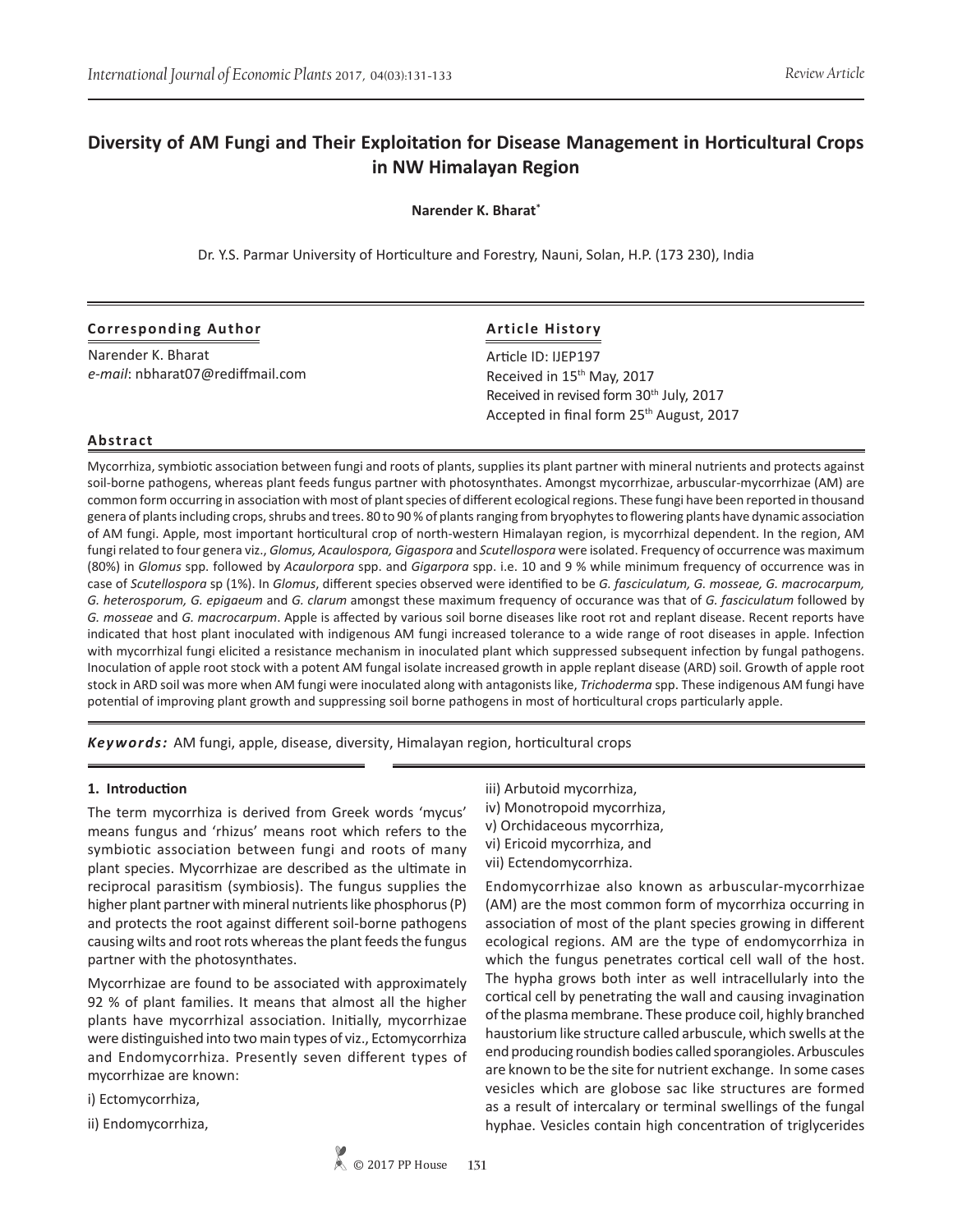Review Article

# Diversity of AM Fungi and Their Exploitation for Disease Management in Horticultural Crops in NW Himalayan Region

**Narender K. Bharat***

Dr. Y.S. Parmar University of Horticulture and Forestry, Nauni, Solan, H.P. (173 230), India

**Corresponding Author**

Narender K. Bharat
*e-mail*: nbharat07@rediffmail.com

**Article History**

Article ID: IJEP197
Received in 15th May, 2017
Received in revised form 30th July, 2017
Accepted in final form 25th August, 2017

**Abstract**

Mycorrhiza, symbiotic association between fungi and roots of plants, supplies its plant partner with mineral nutrients and protects against soil-borne pathogens, whereas plant feeds fungus partner with photosynthates. Amongst mycorrhizae, arbuscular-mycorrhizae (AM) are common form occurring in association with most of plant species of different ecological regions. These fungi have been reported in thousand genera of plants including crops, shrubs and trees. 80 to 90 % of plants ranging from bryophytes to flowering plants have dynamic association of AM fungi. Apple, most important horticultural crop of north-western Himalayan region, is mycorrhizal dependent. In the region, AM fungi related to four genera viz., *Glomus, Acaulospora, Gigaspora* and *Scutellospora* were isolated. Frequency of occurrence was maximum (80%) in *Glomus* spp. followed by *Acaulorpora* spp. and *Gigarpora* spp. i.e. 10 and 9 % while minimum frequency of occurrence was in case of *Scutellospora* sp (1%). In *Glomus*, different species observed were identified to be *G. fasciculatum, G. mosseae, G. macrocarpum, G. heterosporum, G. epigaeum* and *G. clarum* amongst these maximum frequency of occurance was that of *G. fasciculatum* followed by *G. mosseae* and *G. macrocarpum*. Apple is affected by various soil borne diseases like root rot and replant disease. Recent reports have indicated that host plant inoculated with indigenous AM fungi increased tolerance to a wide range of root diseases in apple. Infection with mycorrhizal fungi elicited a resistance mechanism in inoculated plant which suppressed subsequent infection by fungal pathogens. Inoculation of apple root stock with a potent AM fungal isolate increased growth in apple replant disease (ARD) soil. Growth of apple root stock in ARD soil was more when AM fungi were inoculated along with antagonists like, *Trichoderma* spp. These indigenous AM fungi have potential of improving plant growth and suppressing soil borne pathogens in most of horticultural crops particularly apple.

***Keywords:*** AM fungi, apple, disease, diversity, Himalayan region, horticultural crops

## 1. Introduction

The term mycorrhiza is derived from Greek words 'mycus' means fungus and 'rhizus' means root which refers to the symbiotic association between fungi and roots of many plant species. Mycorrhizae are described as the ultimate in reciprocal parasitism (symbiosis). The fungus supplies the higher plant partner with mineral nutrients like phosphorus (P) and protects the root against different soil-borne pathogens causing wilts and root rots whereas the plant feeds the fungus partner with the photosynthates.

Mycorrhizae are found to be associated with approximately 92 % of plant families. It means that almost all the higher plants have mycorrhizal association. Initially, mycorrhizae were distinguished into two main types of viz., Ectomycorrhiza and Endomycorrhiza. Presently seven different types of mycorrhizae are known:

i) Ectomycorrhiza,
ii) Endomycorrhiza,
iii) Arbutoid mycorrhiza,
iv) Monotropoid mycorrhiza,
v) Orchidaceous mycorrhiza,
vi) Ericoid mycorrhiza, and
vii) Ectendomycorrhiza.

Endomycorrhizae also known as arbuscular-mycorrhizae (AM) are the most common form of mycorrhiza occurring in association of most of the plant species growing in different ecological regions. AM are the type of endomycorrhiza in which the fungus penetrates cortical cell wall of the host. The hypha grows both inter as well intracellularly into the cortical cell by penetrating the wall and causing invagination of the plasma membrane. These produce coil, highly branched haustorium like structure called arbuscule, which swells at the end producing roundish bodies called sporangioles. Arbuscules are known to be the site for nutrient exchange. In some cases vesicles which are globose sac like structures are formed as a result of intercalary or terminal swellings of the fungal hyphae. Vesicles contain high concentration of triglycerides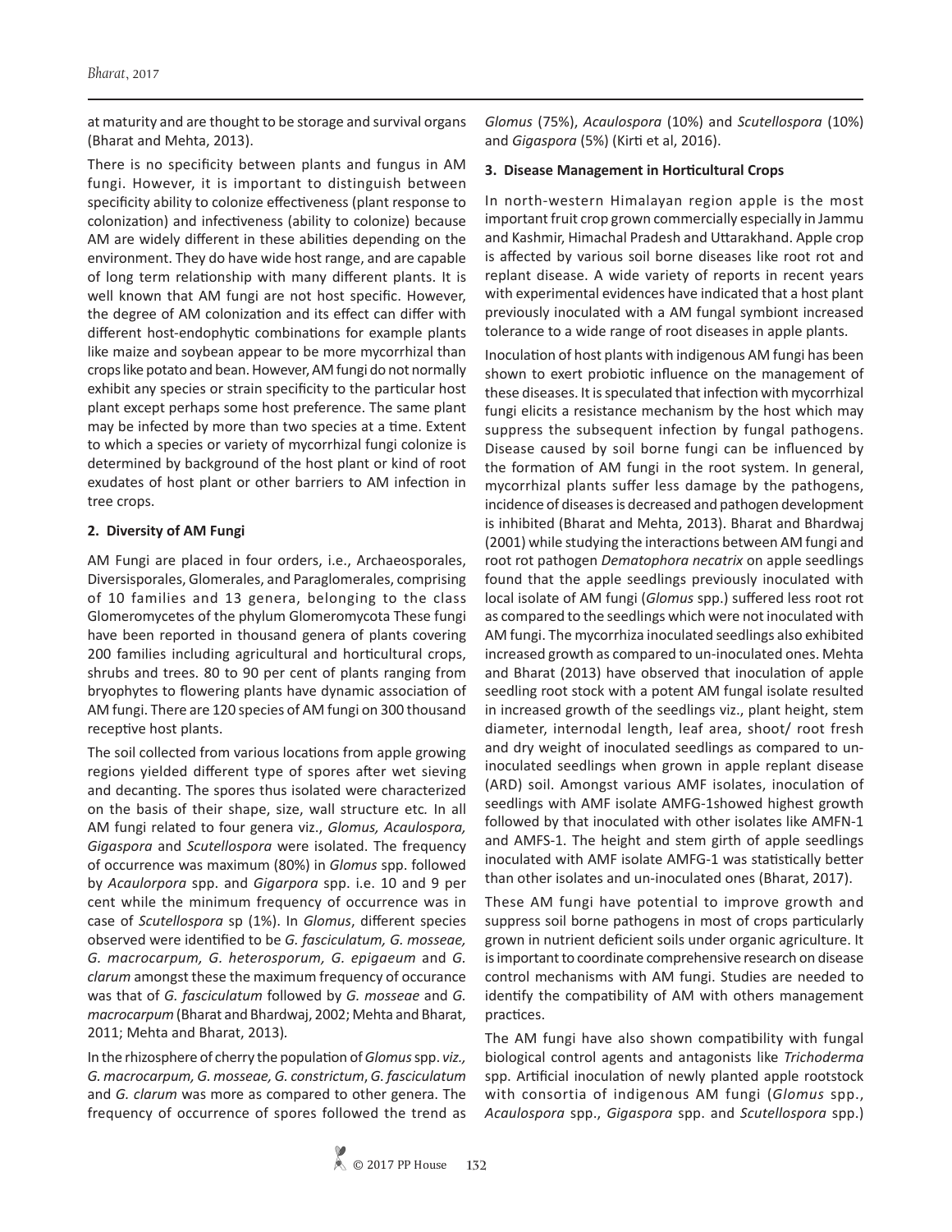at maturity and are thought to be storage and survival organs (Bharat and Mehta, 2013).

There is no specificity between plants and fungus in AM fungi. However, it is important to distinguish between specificity ability to colonize effectiveness (plant response to colonization) and infectiveness (ability to colonize) because AM are widely different in these abilities depending on the environment. They do have wide host range, and are capable of long term relationship with many different plants. It is well known that AM fungi are not host specific. However, the degree of AM colonization and its effect can differ with different host-endophytic combinations for example plants like maize and soybean appear to be more mycorrhizal than crops like potato and bean. However, AM fungi do not normally exhibit any species or strain specificity to the particular host plant except perhaps some host preference. The same plant may be infected by more than two species at a time. Extent to which a species or variety of mycorrhizal fungi colonize is determined by background of the host plant or kind of root exudates of host plant or other barriers to AM infection in tree crops.

## 2. Diversity of AM Fungi

AM Fungi are placed in four orders, i.e., Archaeosporales, Diversisporales, Glomerales, and Paraglomerales, comprising of 10 families and 13 genera, belonging to the class Glomeromycetes of the phylum Glomeromycota These fungi have been reported in thousand genera of plants covering 200 families including agricultural and horticultural crops, shrubs and trees. 80 to 90 per cent of plants ranging from bryophytes to flowering plants have dynamic association of AM fungi. There are 120 species of AM fungi on 300 thousand receptive host plants.

The soil collected from various locations from apple growing regions yielded different type of spores after wet sieving and decanting. The spores thus isolated were characterized on the basis of their shape, size, wall structure etc. In all AM fungi related to four genera viz., *Glomus, Acaulospora, Gigaspora* and *Scutellospora* were isolated. The frequency of occurrence was maximum (80%) in *Glomus* spp. followed by *Acaulorpora* spp. and *Gigarpora* spp. i.e. 10 and 9 per cent while the minimum frequency of occurrence was in case of *Scutellospora* sp (1%). In *Glomus*, different species observed were identified to be *G. fasciculatum, G. mosseae, G. macrocarpum, G. heterosporum, G. epigaeum* and *G. clarum* amongst these the maximum frequency of occurance was that of *G. fasciculatum* followed by *G. mosseae* and *G. macrocarpum* (Bharat and Bhardwaj, 2002; Mehta and Bharat, 2011; Mehta and Bharat, 2013).

In the rhizosphere of cherry the population of *Glomus* spp. *viz., G. macrocarpum, G. mosseae, G. constrictum*, *G. fasciculatum* and *G. clarum* was more as compared to other genera. The frequency of occurrence of spores followed the trend as *Glomus* (75%), *Acaulospora* (10%) and *Scutellospora* (10%) and *Gigaspora* (5%) (Kirti et al, 2016).

## 3. Disease Management in Horticultural Crops

In north-western Himalayan region apple is the most important fruit crop grown commercially especially in Jammu and Kashmir, Himachal Pradesh and Uttarakhand. Apple crop is affected by various soil borne diseases like root rot and replant disease. A wide variety of reports in recent years with experimental evidences have indicated that a host plant previously inoculated with a AM fungal symbiont increased tolerance to a wide range of root diseases in apple plants.

Inoculation of host plants with indigenous AM fungi has been shown to exert probiotic influence on the management of these diseases. It is speculated that infection with mycorrhizal fungi elicits a resistance mechanism by the host which may suppress the subsequent infection by fungal pathogens. Disease caused by soil borne fungi can be influenced by the formation of AM fungi in the root system. In general, mycorrhizal plants suffer less damage by the pathogens, incidence of diseases is decreased and pathogen development is inhibited (Bharat and Mehta, 2013). Bharat and Bhardwaj (2001) while studying the interactions between AM fungi and root rot pathogen *Dematophora necatrix* on apple seedlings found that the apple seedlings previously inoculated with local isolate of AM fungi (*Glomus* spp.) suffered less root rot as compared to the seedlings which were not inoculated with AM fungi. The mycorrhiza inoculated seedlings also exhibited increased growth as compared to un-inoculated ones. Mehta and Bharat (2013) have observed that inoculation of apple seedling root stock with a potent AM fungal isolate resulted in increased growth of the seedlings viz., plant height, stem diameter, internodal length, leaf area, shoot/ root fresh and dry weight of inoculated seedlings as compared to un-inoculated seedlings when grown in apple replant disease (ARD) soil. Amongst various AMF isolates, inoculation of seedlings with AMF isolate AMFG-1showed highest growth followed by that inoculated with other isolates like AMFN-1 and AMFS-1. The height and stem girth of apple seedlings inoculated with AMF isolate AMFG-1 was statistically better than other isolates and un-inoculated ones (Bharat, 2017).

These AM fungi have potential to improve growth and suppress soil borne pathogens in most of crops particularly grown in nutrient deficient soils under organic agriculture. It is important to coordinate comprehensive research on disease control mechanisms with AM fungi. Studies are needed to identify the compatibility of AM with others management practices.

The AM fungi have also shown compatibility with fungal biological control agents and antagonists like *Trichoderma* spp. Artificial inoculation of newly planted apple rootstock with consortia of indigenous AM fungi (*Glomus* spp., *Acaulospora* spp., *Gigaspora* spp. and *Scutellospora* spp.)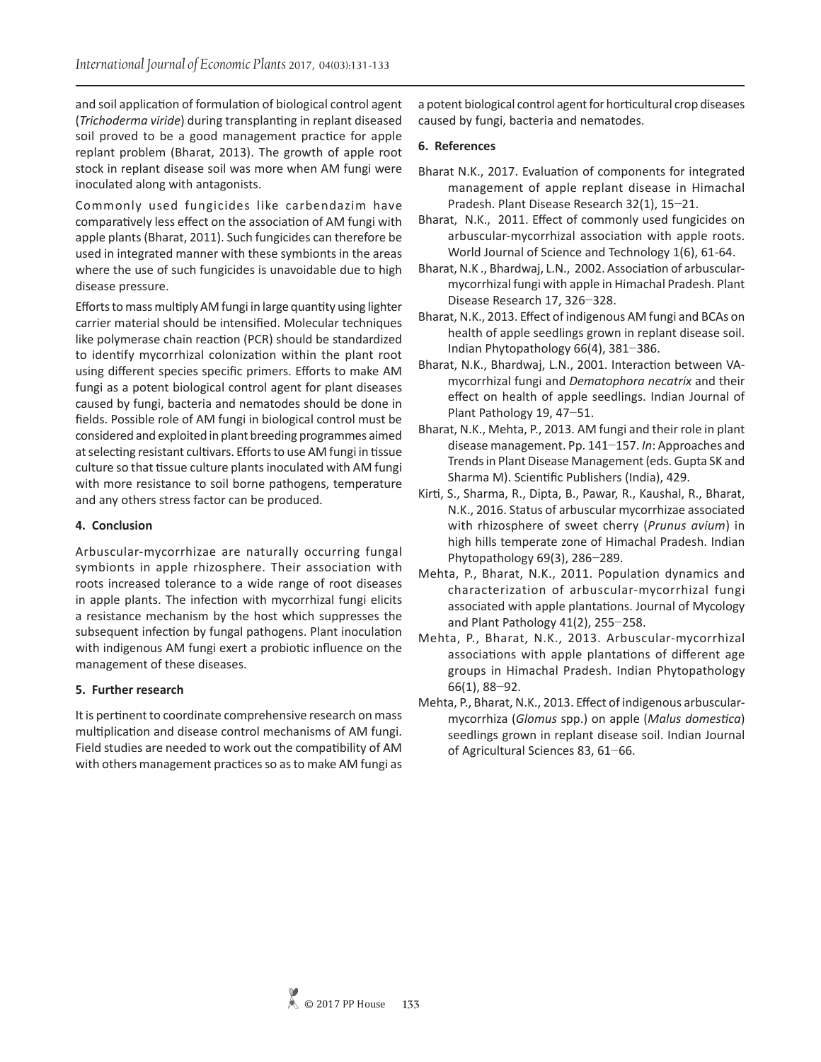and soil application of formulation of biological control agent (*Trichoderma viride*) during transplanting in replant diseased soil proved to be a good management practice for apple replant problem (Bharat, 2013). The growth of apple root stock in replant disease soil was more when AM fungi were inoculated along with antagonists.

Commonly used fungicides like carbendazim have comparatively less effect on the association of AM fungi with apple plants (Bharat, 2011). Such fungicides can therefore be used in integrated manner with these symbionts in the areas where the use of such fungicides is unavoidable due to high disease pressure.

Efforts to mass multiply AM fungi in large quantity using lighter carrier material should be intensified. Molecular techniques like polymerase chain reaction (PCR) should be standardized to identify mycorrhizal colonization within the plant root using different species specific primers. Efforts to make AM fungi as a potent biological control agent for plant diseases caused by fungi, bacteria and nematodes should be done in fields. Possible role of AM fungi in biological control must be considered and exploited in plant breeding programmes aimed at selecting resistant cultivars. Efforts to use AM fungi in tissue culture so that tissue culture plants inoculated with AM fungi with more resistance to soil borne pathogens, temperature and any others stress factor can be produced.

## 4. Conclusion

Arbuscular-mycorrhizae are naturally occurring fungal symbionts in apple rhizosphere. Their association with roots increased tolerance to a wide range of root diseases in apple plants. The infection with mycorrhizal fungi elicits a resistance mechanism by the host which suppresses the subsequent infection by fungal pathogens. Plant inoculation with indigenous AM fungi exert a probiotic influence on the management of these diseases.

## 5. Further research

It is pertinent to coordinate comprehensive research on mass multiplication and disease control mechanisms of AM fungi. Field studies are needed to work out the compatibility of AM with others management practices so as to make AM fungi as a potent biological control agent for horticultural crop diseases caused by fungi, bacteria and nematodes.

## 6. References

Bharat N.K., 2017. Evaluation of components for integrated management of apple replant disease in Himachal Pradesh. Plant Disease Research 32(1), 15–21.

Bharat, N.K., 2011. Effect of commonly used fungicides on arbuscular-mycorrhizal association with apple roots. World Journal of Science and Technology 1(6), 61-64.

Bharat, N.K ., Bhardwaj, L.N., 2002. Association of arbuscular-mycorrhizal fungi with apple in Himachal Pradesh. Plant Disease Research 17, 326–328.

Bharat, N.K., 2013. Effect of indigenous AM fungi and BCAs on health of apple seedlings grown in replant disease soil. Indian Phytopathology 66(4), 381–386.

Bharat, N.K., Bhardwaj, L.N., 2001. Interaction between VA-mycorrhizal fungi and *Dematophora necatrix* and their effect on health of apple seedlings. Indian Journal of Plant Pathology 19, 47–51.

Bharat, N.K., Mehta, P., 2013. AM fungi and their role in plant disease management. Pp. 141–157. *In*: Approaches and Trends in Plant Disease Management (eds. Gupta SK and Sharma M). Scientific Publishers (India), 429.

Kirti, S., Sharma, R., Dipta, B., Pawar, R., Kaushal, R., Bharat, N.K., 2016. Status of arbuscular mycorrhizae associated with rhizosphere of sweet cherry (*Prunus avium*) in high hills temperate zone of Himachal Pradesh. Indian Phytopathology 69(3), 286–289.

Mehta, P., Bharat, N.K., 2011. Population dynamics and characterization of arbuscular-mycorrhizal fungi associated with apple plantations. Journal of Mycology and Plant Pathology 41(2), 255–258.

Mehta, P., Bharat, N.K., 2013. Arbuscular-mycorrhizal associations with apple plantations of different age groups in Himachal Pradesh. Indian Phytopathology 66(1), 88–92.

Mehta, P., Bharat, N.K., 2013. Effect of indigenous arbuscular-mycorrhiza (*Glomus* spp.) on apple (*Malus domestica*) seedlings grown in replant disease soil. Indian Journal of Agricultural Sciences 83, 61–66.